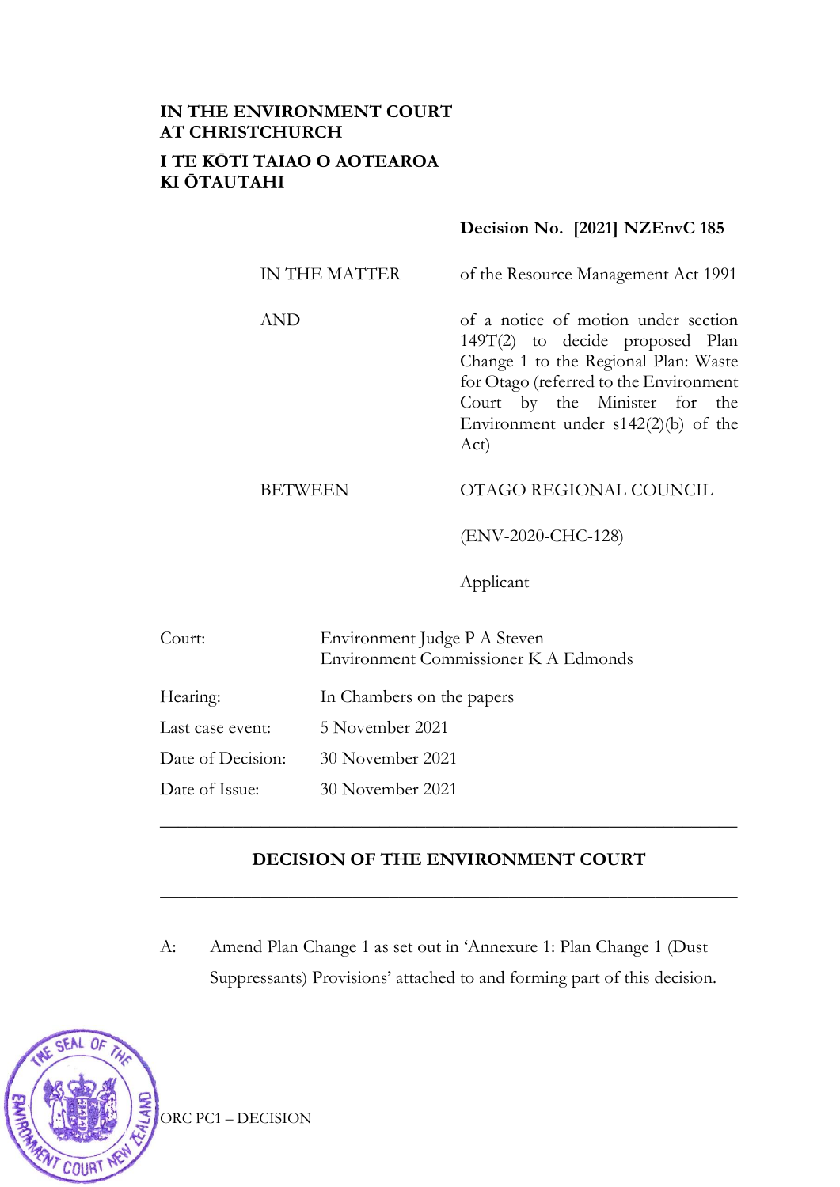**IN THE ENVIRONMENT COURT AT CHRISTCHURCH**

**I TE KŌTI TAIAO O AOTEAROA KI ŌTAUTAHI**

**Decision No. [2021] NZEnvC 185**

| | |
|---|---|
| IN THE MATTER | of the Resource Management Act 1991 |
| AND | of a notice of motion under section 149T(2) to decide proposed Plan Change 1 to the Regional Plan: Waste for Otago (referred to the Environment Court by the Minister for the Environment under s142(2)(b) of the Act) |
| BETWEEN | OTAGO REGIONAL COUNCIL |
| | (ENV-2020-CHC-128) |
| | Applicant |

| | |
|---|---|
| Court: | Environment Judge P A Steven<br>Environment Commissioner K A Edmonds |
| Hearing: | In Chambers on the papers |
| Last case event: | 5 November 2021 |
| Date of Decision: | 30 November 2021 |
| Date of Issue: | 30 November 2021 |

---

## DECISION OF THE ENVIRONMENT COURT

---

A: Amend Plan Change 1 as set out in 'Annexure 1: Plan Change 1 (Dust Suppressants) Provisions' attached to and forming part of this decision.

ORC PC1 – DECISION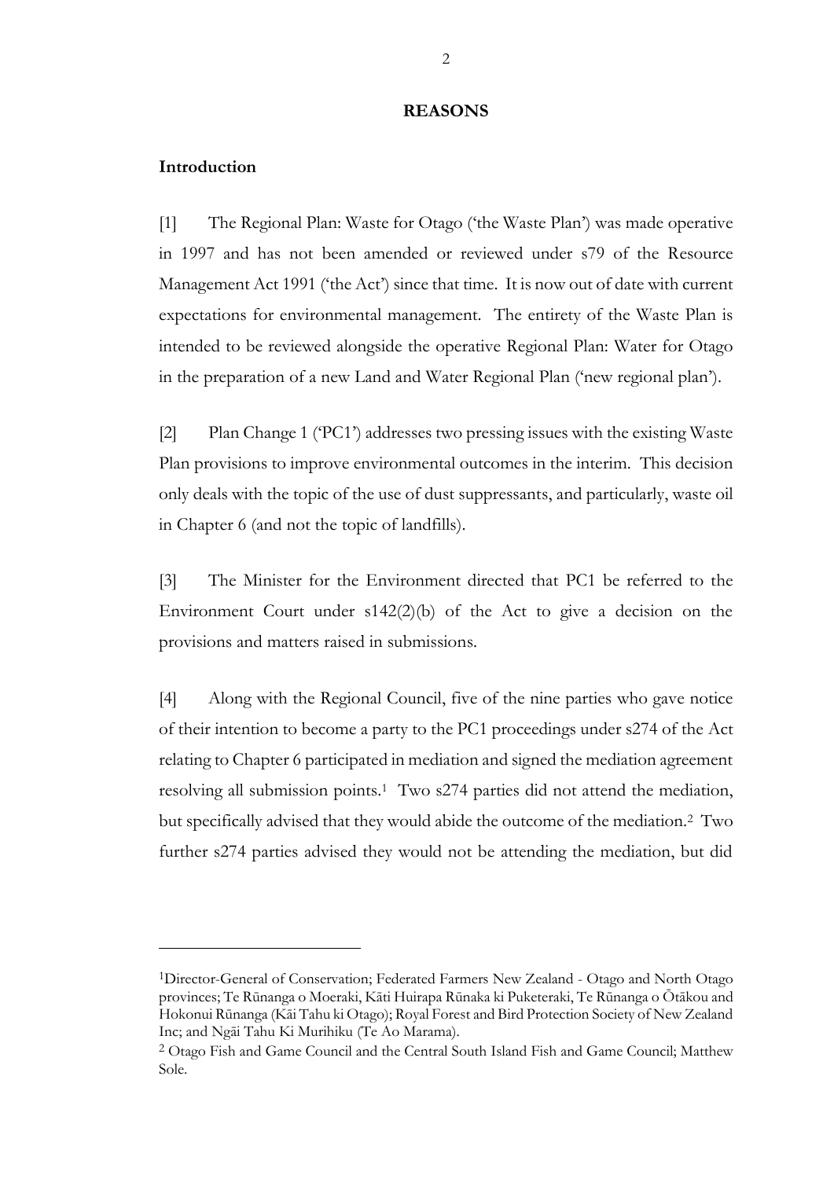**REASONS**

**Introduction**

[1] The Regional Plan: Waste for Otago ('the Waste Plan') was made operative in 1997 and has not been amended or reviewed under s79 of the Resource Management Act 1991 ('the Act') since that time. It is now out of date with current expectations for environmental management. The entirety of the Waste Plan is intended to be reviewed alongside the operative Regional Plan: Water for Otago in the preparation of a new Land and Water Regional Plan ('new regional plan').

[2] Plan Change 1 ('PC1') addresses two pressing issues with the existing Waste Plan provisions to improve environmental outcomes in the interim. This decision only deals with the topic of the use of dust suppressants, and particularly, waste oil in Chapter 6 (and not the topic of landfills).

[3] The Minister for the Environment directed that PC1 be referred to the Environment Court under s142(2)(b) of the Act to give a decision on the provisions and matters raised in submissions.

[4] Along with the Regional Council, five of the nine parties who gave notice of their intention to become a party to the PC1 proceedings under s274 of the Act relating to Chapter 6 participated in mediation and signed the mediation agreement resolving all submission points.[1] Two s274 parties did not attend the mediation, but specifically advised that they would abide the outcome of the mediation.[2] Two further s274 parties advised they would not be attending the mediation, but did

---

[1] Director-General of Conservation; Federated Farmers New Zealand - Otago and North Otago provinces; Te Rūnanga o Moeraki, Kāti Huirapa Rūnaka ki Puketeraki, Te Rūnanga o Ōtākou and Hokonui Rūnanga (Kāi Tahu ki Otago); Royal Forest and Bird Protection Society of New Zealand Inc; and Ngāi Tahu Ki Murihiku (Te Ao Marama).

[2] Otago Fish and Game Council and the Central South Island Fish and Game Council; Matthew Sole.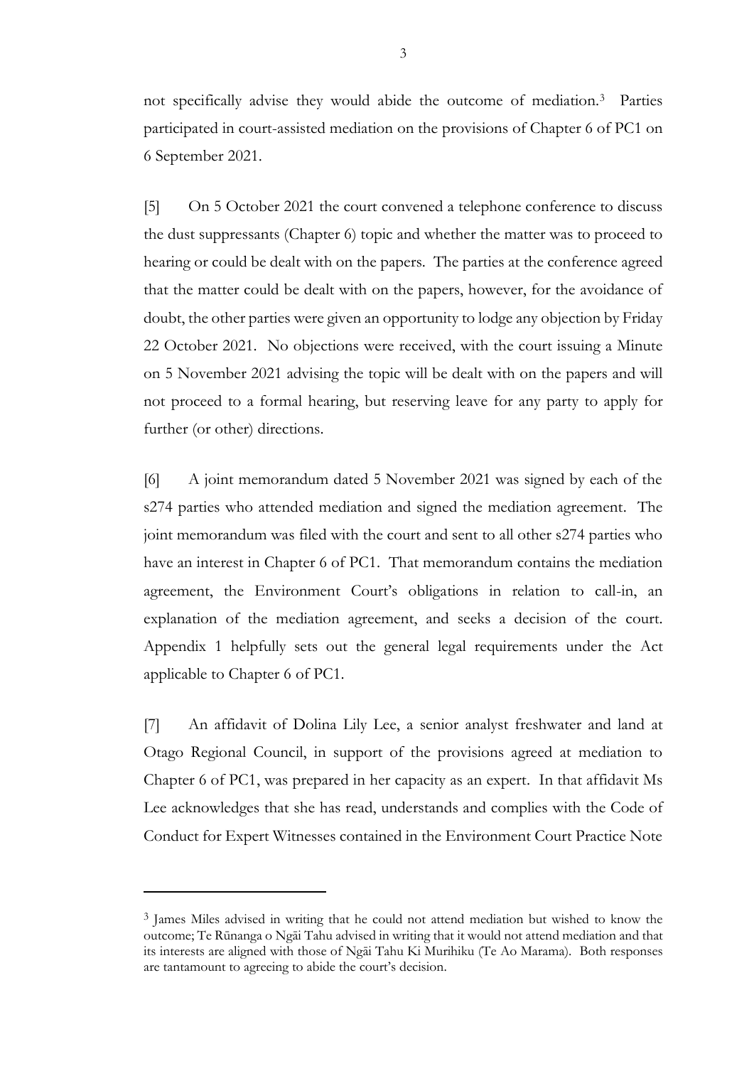not specifically advise they would abide the outcome of mediation.[3] Parties participated in court-assisted mediation on the provisions of Chapter 6 of PC1 on 6 September 2021.

[5] On 5 October 2021 the court convened a telephone conference to discuss the dust suppressants (Chapter 6) topic and whether the matter was to proceed to hearing or could be dealt with on the papers. The parties at the conference agreed that the matter could be dealt with on the papers, however, for the avoidance of doubt, the other parties were given an opportunity to lodge any objection by Friday 22 October 2021. No objections were received, with the court issuing a Minute on 5 November 2021 advising the topic will be dealt with on the papers and will not proceed to a formal hearing, but reserving leave for any party to apply for further (or other) directions.

[6] A joint memorandum dated 5 November 2021 was signed by each of the s274 parties who attended mediation and signed the mediation agreement. The joint memorandum was filed with the court and sent to all other s274 parties who have an interest in Chapter 6 of PC1. That memorandum contains the mediation agreement, the Environment Court's obligations in relation to call-in, an explanation of the mediation agreement, and seeks a decision of the court. Appendix 1 helpfully sets out the general legal requirements under the Act applicable to Chapter 6 of PC1.

[7] An affidavit of Dolina Lily Lee, a senior analyst freshwater and land at Otago Regional Council, in support of the provisions agreed at mediation to Chapter 6 of PC1, was prepared in her capacity as an expert. In that affidavit Ms Lee acknowledges that she has read, understands and complies with the Code of Conduct for Expert Witnesses contained in the Environment Court Practice Note

---

[3] James Miles advised in writing that he could not attend mediation but wished to know the outcome; Te Rūnanga o Ngāi Tahu advised in writing that it would not attend mediation and that its interests are aligned with those of Ngāi Tahu Ki Murihiku (Te Ao Marama). Both responses are tantamount to agreeing to abide the court's decision.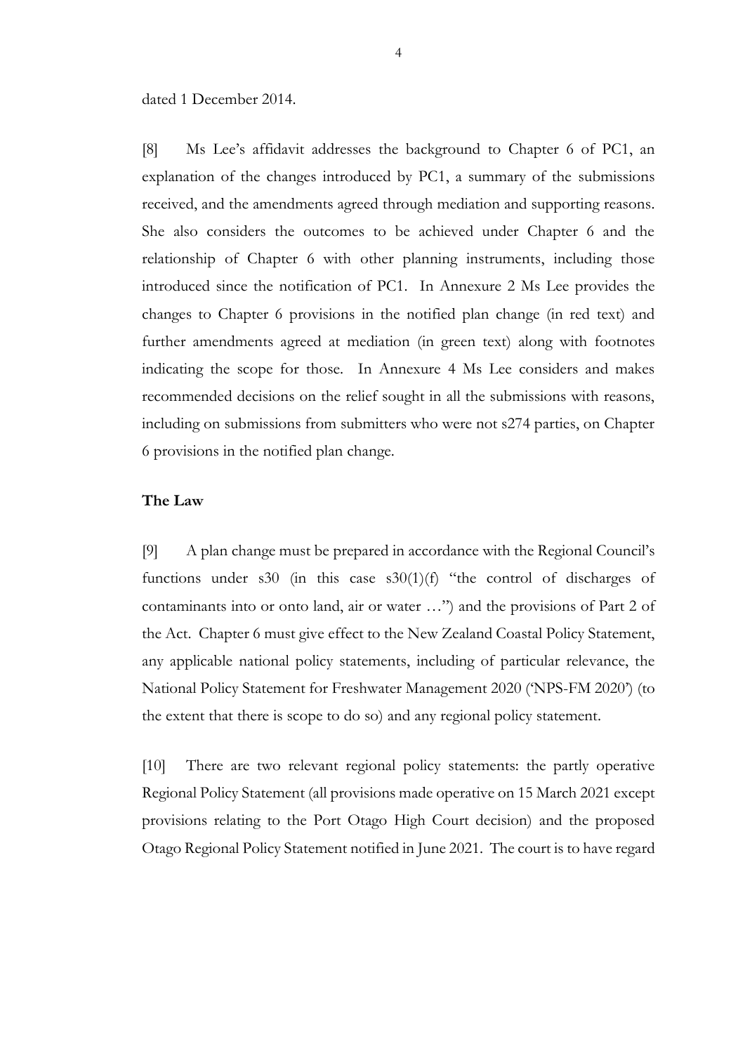dated 1 December 2014.

[8] Ms Lee's affidavit addresses the background to Chapter 6 of PC1, an explanation of the changes introduced by PC1, a summary of the submissions received, and the amendments agreed through mediation and supporting reasons. She also considers the outcomes to be achieved under Chapter 6 and the relationship of Chapter 6 with other planning instruments, including those introduced since the notification of PC1. In Annexure 2 Ms Lee provides the changes to Chapter 6 provisions in the notified plan change (in red text) and further amendments agreed at mediation (in green text) along with footnotes indicating the scope for those. In Annexure 4 Ms Lee considers and makes recommended decisions on the relief sought in all the submissions with reasons, including on submissions from submitters who were not s274 parties, on Chapter 6 provisions in the notified plan change.

**The Law**

[9] A plan change must be prepared in accordance with the Regional Council's functions under s30 (in this case s30(1)(f) "the control of discharges of contaminants into or onto land, air or water …") and the provisions of Part 2 of the Act. Chapter 6 must give effect to the New Zealand Coastal Policy Statement, any applicable national policy statements, including of particular relevance, the National Policy Statement for Freshwater Management 2020 ('NPS-FM 2020') (to the extent that there is scope to do so) and any regional policy statement.

[10] There are two relevant regional policy statements: the partly operative Regional Policy Statement (all provisions made operative on 15 March 2021 except provisions relating to the Port Otago High Court decision) and the proposed Otago Regional Policy Statement notified in June 2021. The court is to have regard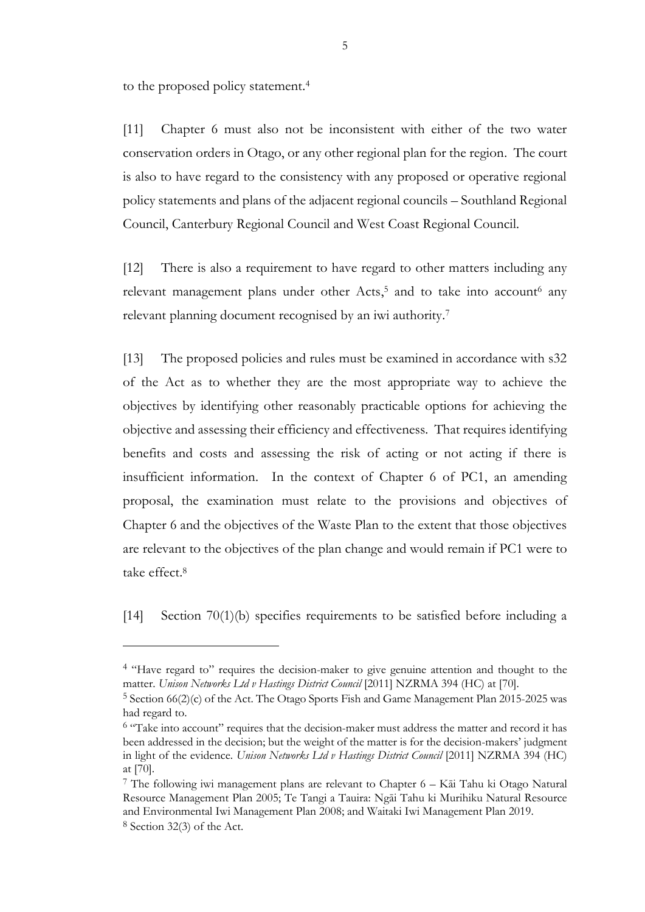to the proposed policy statement.[4]

[11] Chapter 6 must also not be inconsistent with either of the two water conservation orders in Otago, or any other regional plan for the region. The court is also to have regard to the consistency with any proposed or operative regional policy statements and plans of the adjacent regional councils – Southland Regional Council, Canterbury Regional Council and West Coast Regional Council.

[12] There is also a requirement to have regard to other matters including any relevant management plans under other Acts,[5] and to take into account[6] any relevant planning document recognised by an iwi authority.[7]

[13] The proposed policies and rules must be examined in accordance with s32 of the Act as to whether they are the most appropriate way to achieve the objectives by identifying other reasonably practicable options for achieving the objective and assessing their efficiency and effectiveness. That requires identifying benefits and costs and assessing the risk of acting or not acting if there is insufficient information. In the context of Chapter 6 of PC1, an amending proposal, the examination must relate to the provisions and objectives of Chapter 6 and the objectives of the Waste Plan to the extent that those objectives are relevant to the objectives of the plan change and would remain if PC1 were to take effect.[8]

[14] Section 70(1)(b) specifies requirements to be satisfied before including a

---

[4] "Have regard to" requires the decision-maker to give genuine attention and thought to the matter. *Unison Networks Ltd v Hastings District Council* [2011] NZRMA 394 (HC) at [70].

[5] Section 66(2)(c) of the Act. The Otago Sports Fish and Game Management Plan 2015-2025 was had regard to.

[6] "Take into account" requires that the decision-maker must address the matter and record it has been addressed in the decision; but the weight of the matter is for the decision-makers' judgment in light of the evidence. *Unison Networks Ltd v Hastings District Council* [2011] NZRMA 394 (HC) at [70].

[7] The following iwi management plans are relevant to Chapter 6 – Kāi Tahu ki Otago Natural Resource Management Plan 2005; Te Tangi a Tauira: Ngāi Tahu ki Murihiku Natural Resource and Environmental Iwi Management Plan 2008; and Waitaki Iwi Management Plan 2019.

[8] Section 32(3) of the Act.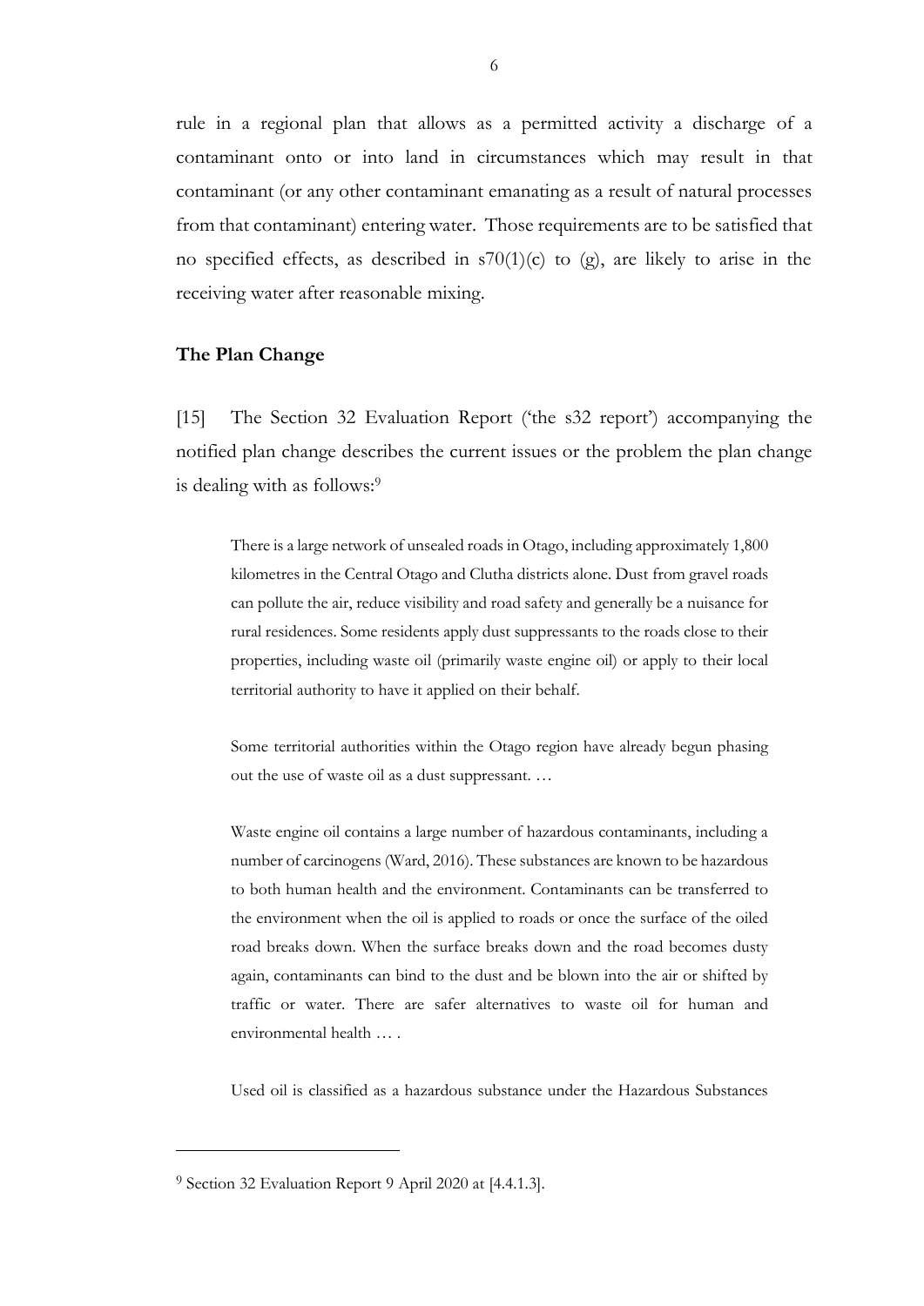rule in a regional plan that allows as a permitted activity a discharge of a contaminant onto or into land in circumstances which may result in that contaminant (or any other contaminant emanating as a result of natural processes from that contaminant) entering water. Those requirements are to be satisfied that no specified effects, as described in s70(1)(c) to (g), are likely to arise in the receiving water after reasonable mixing.

### The Plan Change

[15] The Section 32 Evaluation Report ('the s32 report') accompanying the notified plan change describes the current issues or the problem the plan change is dealing with as follows:[9]

> There is a large network of unsealed roads in Otago, including approximately 1,800 kilometres in the Central Otago and Clutha districts alone. Dust from gravel roads can pollute the air, reduce visibility and road safety and generally be a nuisance for rural residences. Some residents apply dust suppressants to the roads close to their properties, including waste oil (primarily waste engine oil) or apply to their local territorial authority to have it applied on their behalf.
>
> Some territorial authorities within the Otago region have already begun phasing out the use of waste oil as a dust suppressant. …
>
> Waste engine oil contains a large number of hazardous contaminants, including a number of carcinogens (Ward, 2016). These substances are known to be hazardous to both human health and the environment. Contaminants can be transferred to the environment when the oil is applied to roads or once the surface of the oiled road breaks down. When the surface breaks down and the road becomes dusty again, contaminants can bind to the dust and be blown into the air or shifted by traffic or water. There are safer alternatives to waste oil for human and environmental health … .
>
> Used oil is classified as a hazardous substance under the Hazardous Substances

[9] Section 32 Evaluation Report 9 April 2020 at [4.4.1.3].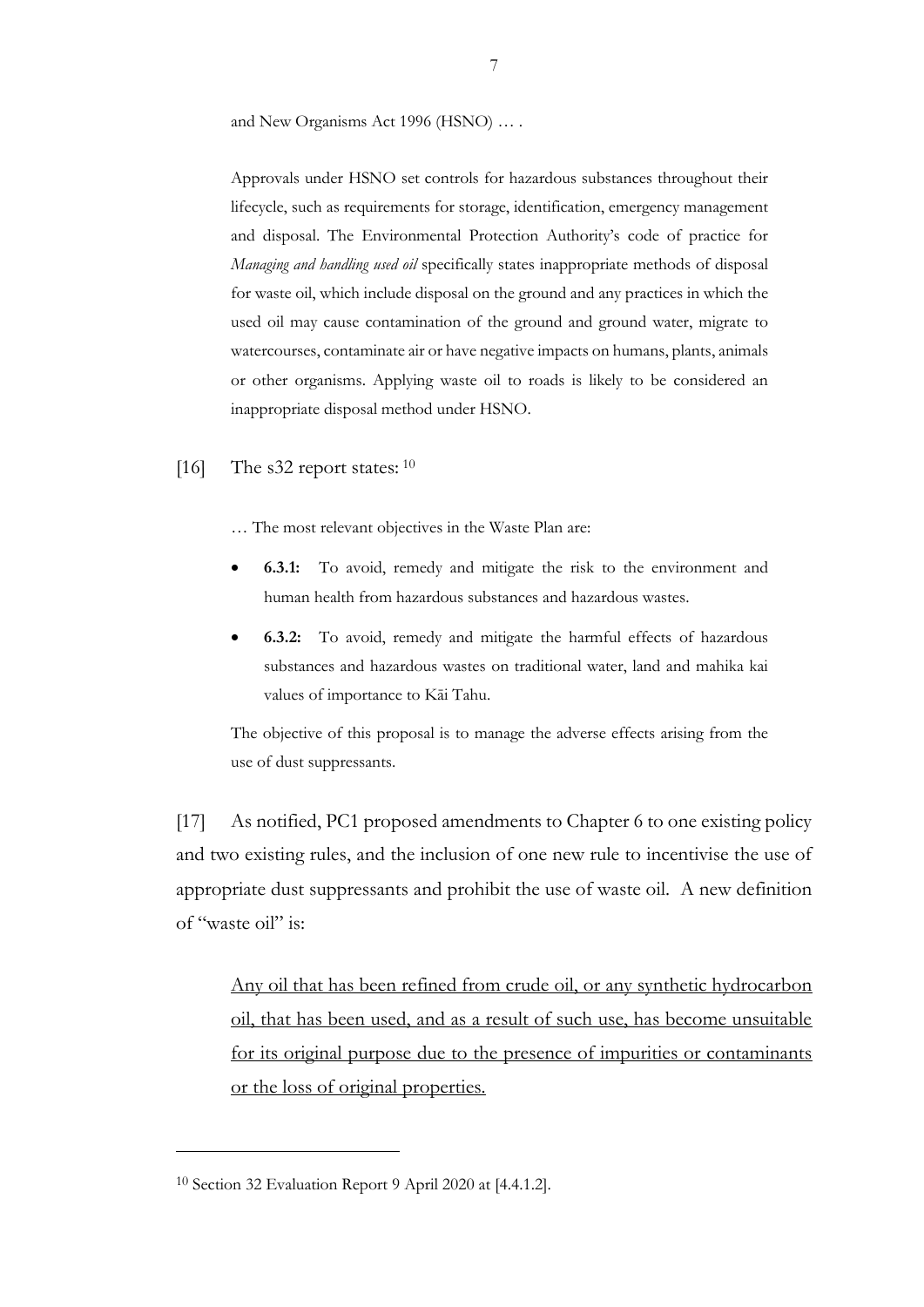and New Organisms Act 1996 (HSNO) … .

> Approvals under HSNO set controls for hazardous substances throughout their lifecycle, such as requirements for storage, identification, emergency management and disposal. The Environmental Protection Authority's code of practice for *Managing and handling used oil* specifically states inappropriate methods of disposal for waste oil, which include disposal on the ground and any practices in which the used oil may cause contamination of the ground and ground water, migrate to watercourses, contaminate air or have negative impacts on humans, plants, animals or other organisms. Applying waste oil to roads is likely to be considered an inappropriate disposal method under HSNO.

[16] The s32 report states: [10]

> … The most relevant objectives in the Waste Plan are:
>
> - **6.3.1:** To avoid, remedy and mitigate the risk to the environment and human health from hazardous substances and hazardous wastes.
> - **6.3.2:** To avoid, remedy and mitigate the harmful effects of hazardous substances and hazardous wastes on traditional water, land and mahika kai values of importance to Kāi Tahu.
>
> The objective of this proposal is to manage the adverse effects arising from the use of dust suppressants.

[17] As notified, PC1 proposed amendments to Chapter 6 to one existing policy and two existing rules, and the inclusion of one new rule to incentivise the use of appropriate dust suppressants and prohibit the use of waste oil. A new definition of "waste oil" is:

> <u>Any oil that has been refined from crude oil, or any synthetic hydrocarbon oil, that has been used, and as a result of such use, has become unsuitable for its original purpose due to the presence of impurities or contaminants or the loss of original properties.</u>

[10] Section 32 Evaluation Report 9 April 2020 at [4.4.1.2].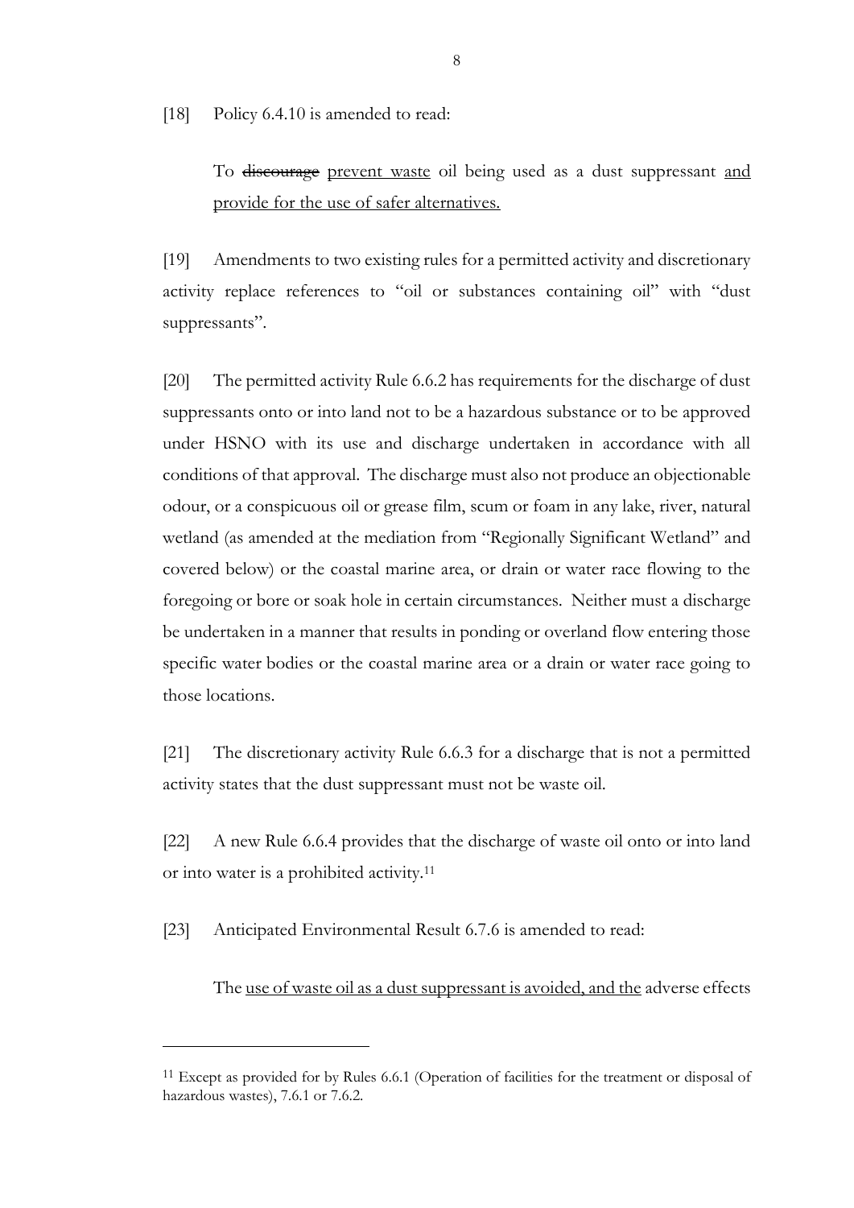[18] Policy 6.4.10 is amended to read:

> To ~~discourage~~ prevent waste oil being used as a dust suppressant and provide for the use of safer alternatives.

[19] Amendments to two existing rules for a permitted activity and discretionary activity replace references to "oil or substances containing oil" with "dust suppressants".

[20] The permitted activity Rule 6.6.2 has requirements for the discharge of dust suppressants onto or into land not to be a hazardous substance or to be approved under HSNO with its use and discharge undertaken in accordance with all conditions of that approval. The discharge must also not produce an objectionable odour, or a conspicuous oil or grease film, scum or foam in any lake, river, natural wetland (as amended at the mediation from "Regionally Significant Wetland" and covered below) or the coastal marine area, or drain or water race flowing to the foregoing or bore or soak hole in certain circumstances. Neither must a discharge be undertaken in a manner that results in ponding or overland flow entering those specific water bodies or the coastal marine area or a drain or water race going to those locations.

[21] The discretionary activity Rule 6.6.3 for a discharge that is not a permitted activity states that the dust suppressant must not be waste oil.

[22] A new Rule 6.6.4 provides that the discharge of waste oil onto or into land or into water is a prohibited activity.[11]

[23] Anticipated Environmental Result 6.7.6 is amended to read:

> The use of waste oil as a dust suppressant is avoided, and the adverse effects

---

[11] Except as provided for by Rules 6.6.1 (Operation of facilities for the treatment or disposal of hazardous wastes), 7.6.1 or 7.6.2.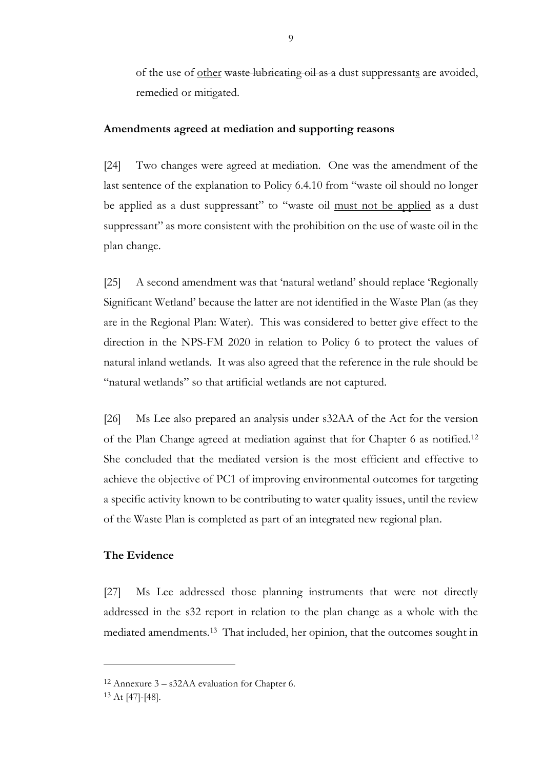of the use of <u>other</u> ~~waste lubricating oil as a~~ dust suppressant<u>s</u> are avoided, remedied or mitigated.

## Amendments agreed at mediation and supporting reasons

[24] Two changes were agreed at mediation. One was the amendment of the last sentence of the explanation to Policy 6.4.10 from "waste oil should no longer be applied as a dust suppressant" to "waste oil <u>must not be applied</u> as a dust suppressant" as more consistent with the prohibition on the use of waste oil in the plan change.

[25] A second amendment was that 'natural wetland' should replace 'Regionally Significant Wetland' because the latter are not identified in the Waste Plan (as they are in the Regional Plan: Water). This was considered to better give effect to the direction in the NPS-FM 2020 in relation to Policy 6 to protect the values of natural inland wetlands. It was also agreed that the reference in the rule should be "natural wetlands" so that artificial wetlands are not captured.

[26] Ms Lee also prepared an analysis under s32AA of the Act for the version of the Plan Change agreed at mediation against that for Chapter 6 as notified.[12] She concluded that the mediated version is the most efficient and effective to achieve the objective of PC1 of improving environmental outcomes for targeting a specific activity known to be contributing to water quality issues, until the review of the Waste Plan is completed as part of an integrated new regional plan.

## The Evidence

[27] Ms Lee addressed those planning instruments that were not directly addressed in the s32 report in relation to the plan change as a whole with the mediated amendments.[13] That included, her opinion, that the outcomes sought in

---

[12] Annexure 3 – s32AA evaluation for Chapter 6.

[13] At [47]-[48].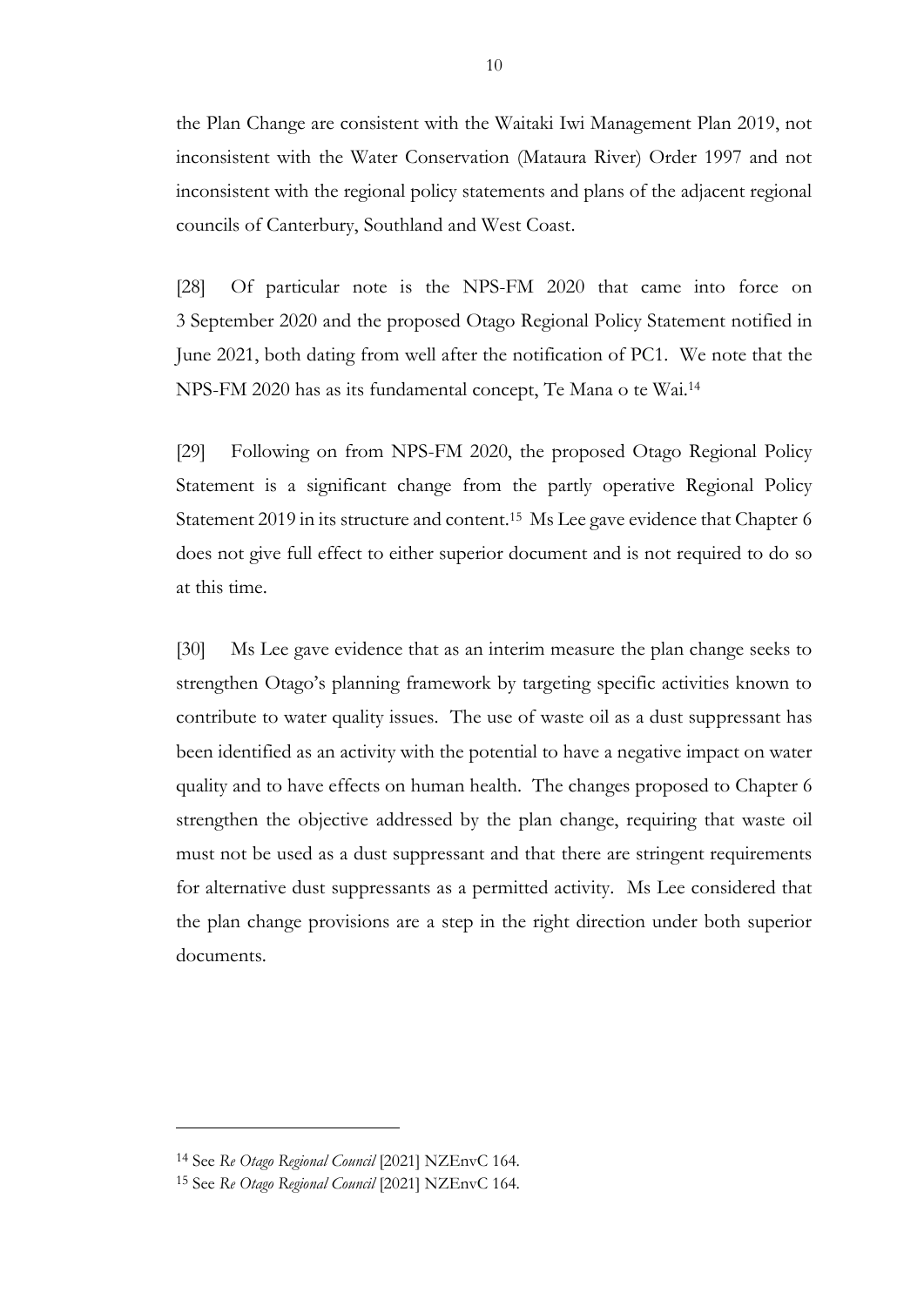the Plan Change are consistent with the Waitaki Iwi Management Plan 2019, not inconsistent with the Water Conservation (Mataura River) Order 1997 and not inconsistent with the regional policy statements and plans of the adjacent regional councils of Canterbury, Southland and West Coast.

[28] Of particular note is the NPS-FM 2020 that came into force on 3 September 2020 and the proposed Otago Regional Policy Statement notified in June 2021, both dating from well after the notification of PC1. We note that the NPS-FM 2020 has as its fundamental concept, Te Mana o te Wai.[14]

[29] Following on from NPS-FM 2020, the proposed Otago Regional Policy Statement is a significant change from the partly operative Regional Policy Statement 2019 in its structure and content.[15] Ms Lee gave evidence that Chapter 6 does not give full effect to either superior document and is not required to do so at this time.

[30] Ms Lee gave evidence that as an interim measure the plan change seeks to strengthen Otago's planning framework by targeting specific activities known to contribute to water quality issues. The use of waste oil as a dust suppressant has been identified as an activity with the potential to have a negative impact on water quality and to have effects on human health. The changes proposed to Chapter 6 strengthen the objective addressed by the plan change, requiring that waste oil must not be used as a dust suppressant and that there are stringent requirements for alternative dust suppressants as a permitted activity. Ms Lee considered that the plan change provisions are a step in the right direction under both superior documents.

---

[14] See *Re Otago Regional Council* [2021] NZEnvC 164.

[15] See *Re Otago Regional Council* [2021] NZEnvC 164.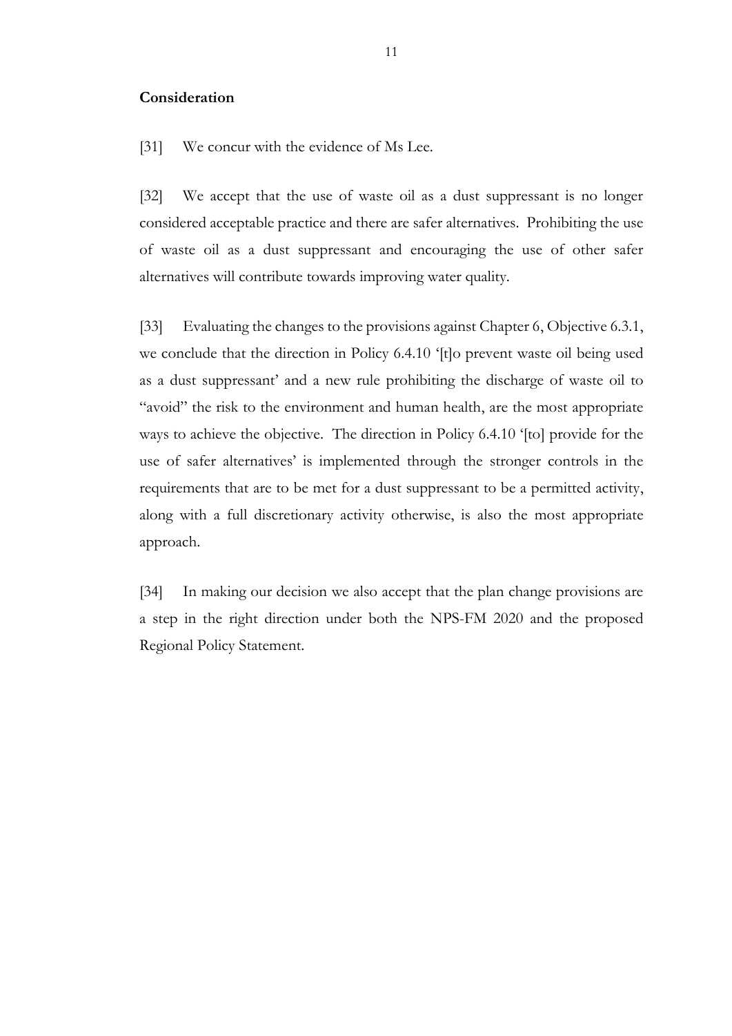**Consideration**

[31] We concur with the evidence of Ms Lee.

[32] We accept that the use of waste oil as a dust suppressant is no longer considered acceptable practice and there are safer alternatives. Prohibiting the use of waste oil as a dust suppressant and encouraging the use of other safer alternatives will contribute towards improving water quality.

[33] Evaluating the changes to the provisions against Chapter 6, Objective 6.3.1, we conclude that the direction in Policy 6.4.10 '[t]o prevent waste oil being used as a dust suppressant' and a new rule prohibiting the discharge of waste oil to "avoid" the risk to the environment and human health, are the most appropriate ways to achieve the objective. The direction in Policy 6.4.10 '[to] provide for the use of safer alternatives' is implemented through the stronger controls in the requirements that are to be met for a dust suppressant to be a permitted activity, along with a full discretionary activity otherwise, is also the most appropriate approach.

[34] In making our decision we also accept that the plan change provisions are a step in the right direction under both the NPS-FM 2020 and the proposed Regional Policy Statement.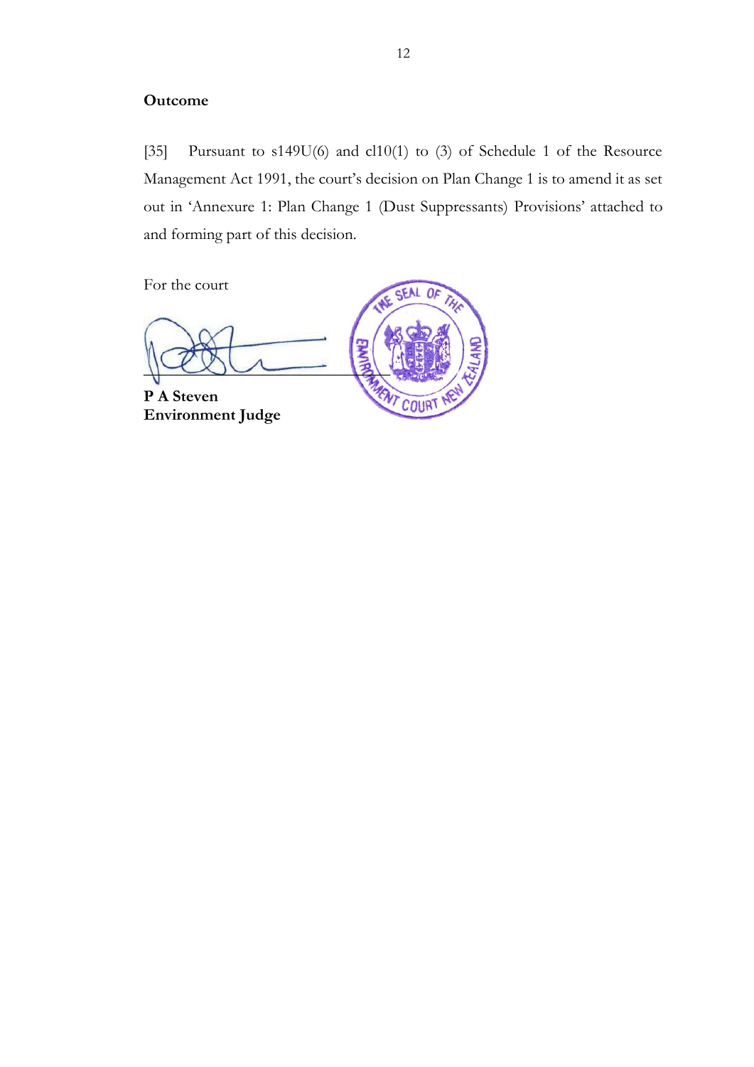**Outcome**

[35] Pursuant to s149U(6) and cl10(1) to (3) of Schedule 1 of the Resource Management Act 1991, the court's decision on Plan Change 1 is to amend it as set out in 'Annexure 1: Plan Change 1 (Dust Suppressants) Provisions' attached to and forming part of this decision.

For the court

**P A Steven**
**Environment Judge**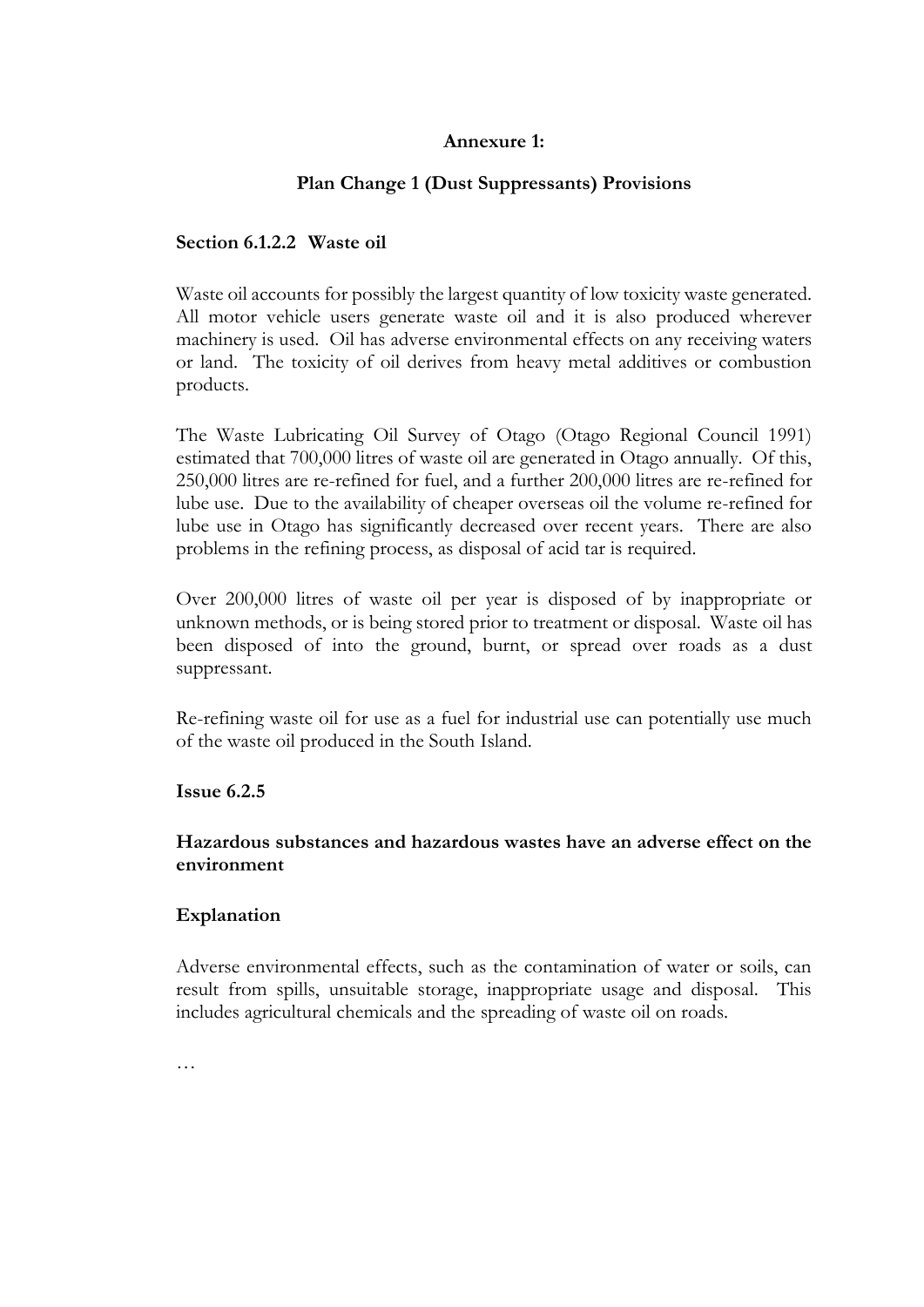**Annexure 1:**

**Plan Change 1 (Dust Suppressants) Provisions**

**Section 6.1.2.2 Waste oil**

Waste oil accounts for possibly the largest quantity of low toxicity waste generated. All motor vehicle users generate waste oil and it is also produced wherever machinery is used. Oil has adverse environmental effects on any receiving waters or land. The toxicity of oil derives from heavy metal additives or combustion products.

The Waste Lubricating Oil Survey of Otago (Otago Regional Council 1991) estimated that 700,000 litres of waste oil are generated in Otago annually. Of this, 250,000 litres are re-refined for fuel, and a further 200,000 litres are re-refined for lube use. Due to the availability of cheaper overseas oil the volume re-refined for lube use in Otago has significantly decreased over recent years. There are also problems in the refining process, as disposal of acid tar is required.

Over 200,000 litres of waste oil per year is disposed of by inappropriate or unknown methods, or is being stored prior to treatment or disposal. Waste oil has been disposed of into the ground, burnt, or spread over roads as a dust suppressant.

Re-refining waste oil for use as a fuel for industrial use can potentially use much of the waste oil produced in the South Island.

**Issue 6.2.5**

**Hazardous substances and hazardous wastes have an adverse effect on the environment**

**Explanation**

Adverse environmental effects, such as the contamination of water or soils, can result from spills, unsuitable storage, inappropriate usage and disposal. This includes agricultural chemicals and the spreading of waste oil on roads.

…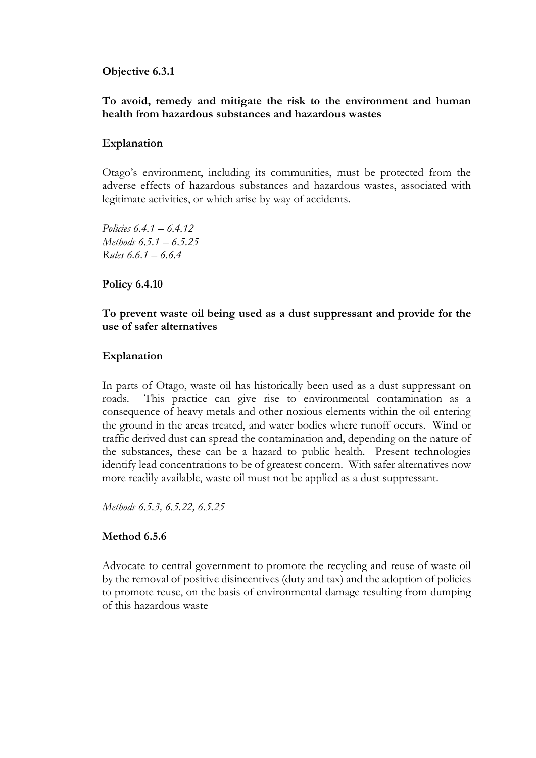**Objective 6.3.1**

**To avoid, remedy and mitigate the risk to the environment and human health from hazardous substances and hazardous wastes**

**Explanation**

Otago's environment, including its communities, must be protected from the adverse effects of hazardous substances and hazardous wastes, associated with legitimate activities, or which arise by way of accidents.

*Policies 6.4.1 – 6.4.12*
*Methods 6.5.1 – 6.5.25*
*Rules 6.6.1 – 6.6.4*

**Policy 6.4.10**

**To prevent waste oil being used as a dust suppressant and provide for the use of safer alternatives**

**Explanation**

In parts of Otago, waste oil has historically been used as a dust suppressant on roads. This practice can give rise to environmental contamination as a consequence of heavy metals and other noxious elements within the oil entering the ground in the areas treated, and water bodies where runoff occurs. Wind or traffic derived dust can spread the contamination and, depending on the nature of the substances, these can be a hazard to public health. Present technologies identify lead concentrations to be of greatest concern. With safer alternatives now more readily available, waste oil must not be applied as a dust suppressant.

*Methods 6.5.3, 6.5.22, 6.5.25*

**Method 6.5.6**

Advocate to central government to promote the recycling and reuse of waste oil by the removal of positive disincentives (duty and tax) and the adoption of policies to promote reuse, on the basis of environmental damage resulting from dumping of this hazardous waste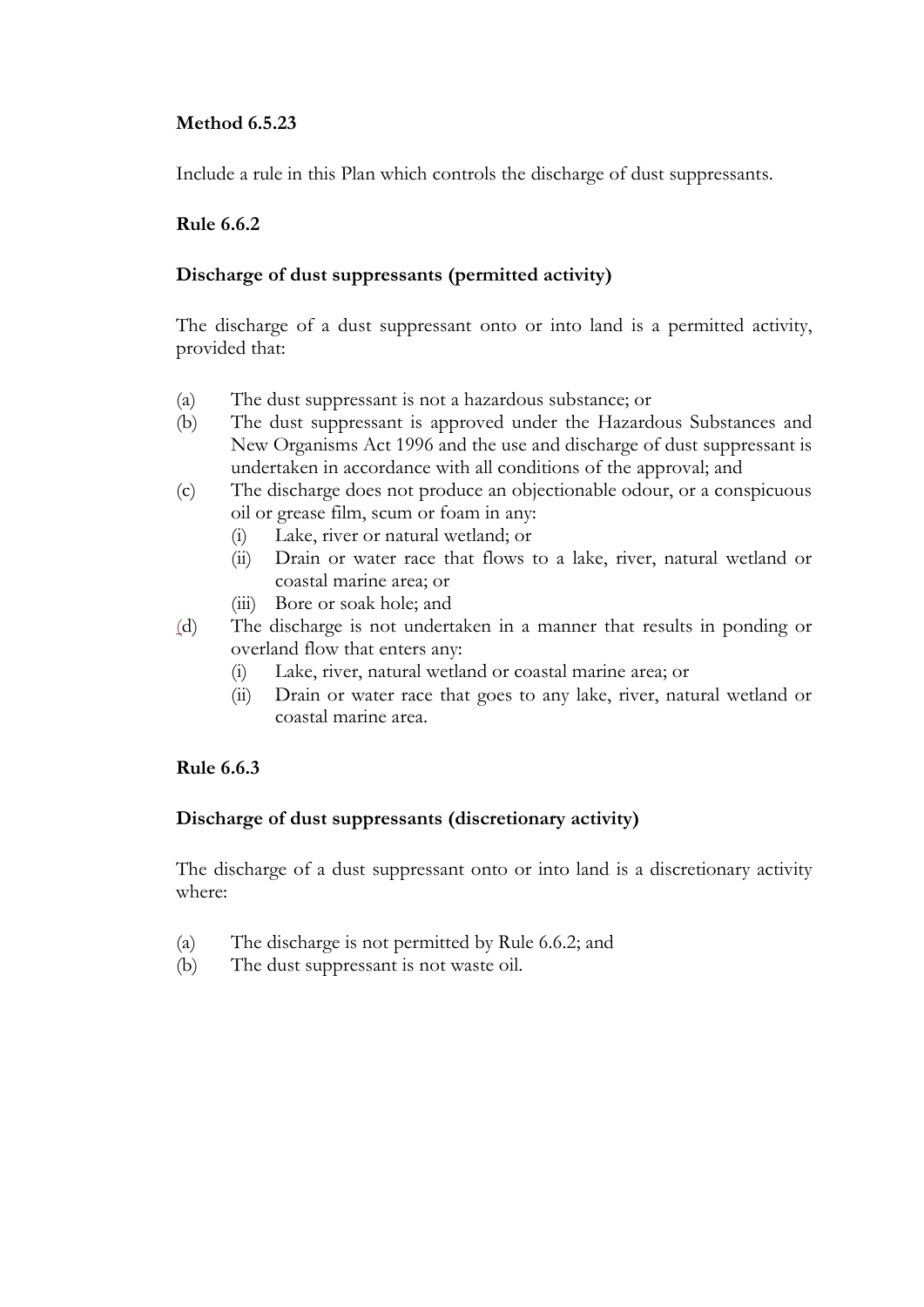**Method 6.5.23**

Include a rule in this Plan which controls the discharge of dust suppressants.

**Rule 6.6.2**

**Discharge of dust suppressants (permitted activity)**

The discharge of a dust suppressant onto or into land is a permitted activity, provided that:

(a) The dust suppressant is not a hazardous substance; or
(b) The dust suppressant is approved under the Hazardous Substances and New Organisms Act 1996 and the use and discharge of dust suppressant is undertaken in accordance with all conditions of the approval; and
(c) The discharge does not produce an objectionable odour, or a conspicuous oil or grease film, scum or foam in any:
  (i) Lake, river or natural wetland; or
  (ii) Drain or water race that flows to a lake, river, natural wetland or coastal marine area; or
  (iii) Bore or soak hole; and
(d) The discharge is not undertaken in a manner that results in ponding or overland flow that enters any:
  (i) Lake, river, natural wetland or coastal marine area; or
  (ii) Drain or water race that goes to any lake, river, natural wetland or coastal marine area.

**Rule 6.6.3**

**Discharge of dust suppressants (discretionary activity)**

The discharge of a dust suppressant onto or into land is a discretionary activity where:

(a) The discharge is not permitted by Rule 6.6.2; and
(b) The dust suppressant is not waste oil.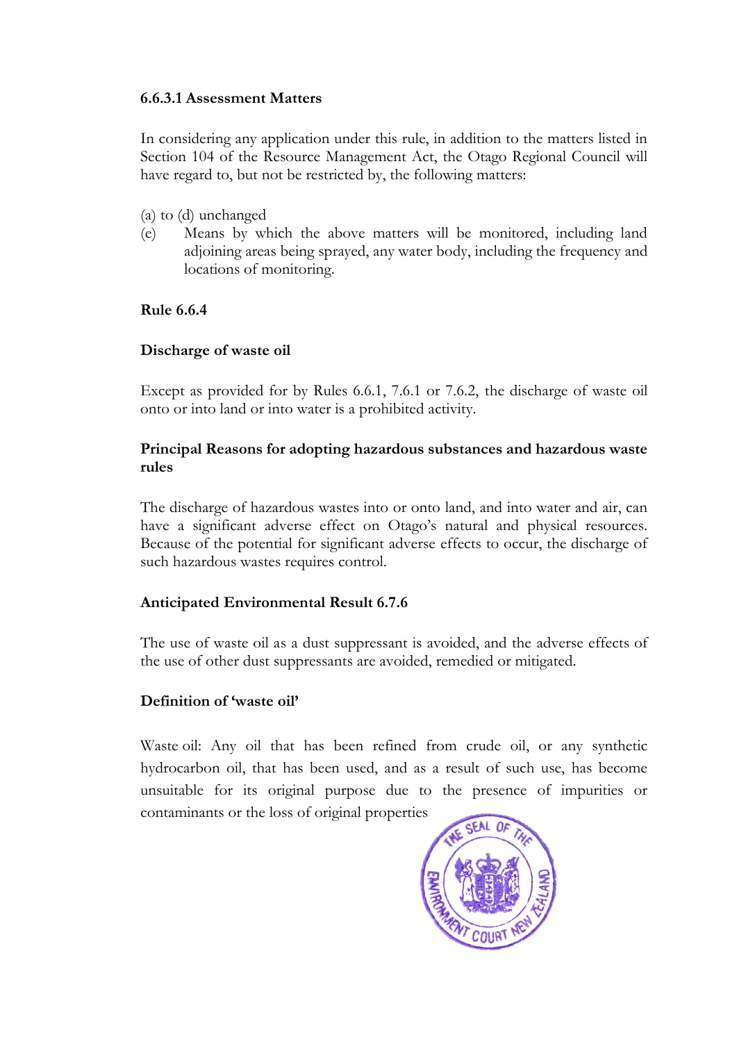**6.6.3.1 Assessment Matters**

In considering any application under this rule, in addition to the matters listed in Section 104 of the Resource Management Act, the Otago Regional Council will have regard to, but not be restricted by, the following matters:

(a) to (d) unchanged

(e) Means by which the above matters will be monitored, including land adjoining areas being sprayed, any water body, including the frequency and locations of monitoring.

**Rule 6.6.4**

**Discharge of waste oil**

Except as provided for by Rules 6.6.1, 7.6.1 or 7.6.2, the discharge of waste oil onto or into land or into water is a prohibited activity.

**Principal Reasons for adopting hazardous substances and hazardous waste rules**

The discharge of hazardous wastes into or onto land, and into water and air, can have a significant adverse effect on Otago's natural and physical resources. Because of the potential for significant adverse effects to occur, the discharge of such hazardous wastes requires control.

**Anticipated Environmental Result 6.7.6**

The use of waste oil as a dust suppressant is avoided, and the adverse effects of the use of other dust suppressants are avoided, remedied or mitigated.

**Definition of 'waste oil'**

Waste oil: Any oil that has been refined from crude oil, or any synthetic hydrocarbon oil, that has been used, and as a result of such use, has become unsuitable for its original purpose due to the presence of impurities or contaminants or the loss of original properties

THE SEAL OF THE ENVIRONMENT COURT NEW ZEALAND